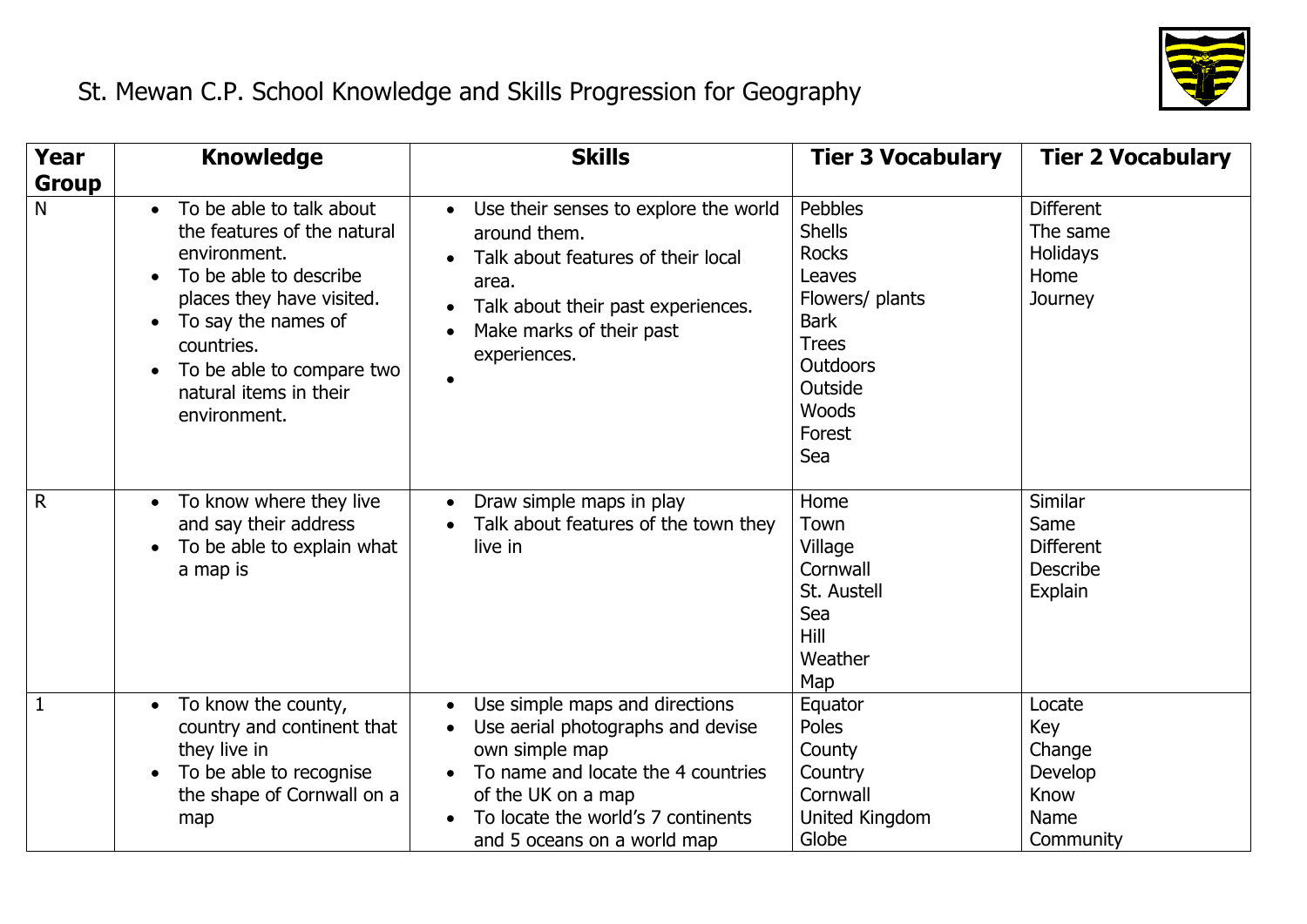# St. Mewan C.P. School Knowledge and Skills Progression for Geography

| Year Group | Knowledge | Skills | Tier 3 Vocabulary | Tier 2 Vocabulary |
|---|---|---|---|---|
| N | • To be able to talk about the features of the natural environment.<br>• To be able to describe places they have visited.<br>• To say the names of countries.<br>• To be able to compare two natural items in their environment. | • Use their senses to explore the world around them.<br>• Talk about features of their local area.<br>• Talk about their past experiences.<br>• Make marks of their past experiences.<br>• | Pebbles<br>Shells<br>Rocks<br>Leaves<br>Flowers/ plants<br>Bark<br>Trees<br>Outdoors<br>Outside<br>Woods<br>Forest<br>Sea | Different<br>The same<br>Holidays<br>Home<br>Journey |
| R | • To know where they live and say their address<br>• To be able to explain what a map is | • Draw simple maps in play<br>• Talk about features of the town they live in | Home<br>Town<br>Village<br>Cornwall<br>St. Austell<br>Sea<br>Hill<br>Weather<br>Map | Similar<br>Same<br>Different<br>Describe<br>Explain |
| 1 | • To know the county, country and continent that they live in<br>• To be able to recognise the shape of Cornwall on a map | • Use simple maps and directions<br>• Use aerial photographs and devise own simple map<br>• To name and locate the 4 countries of the UK on a map<br>• To locate the world's 7 continents and 5 oceans on a world map | Equator<br>Poles<br>County<br>Country<br>Cornwall<br>United Kingdom<br>Globe | Locate<br>Key<br>Change<br>Develop<br>Know<br>Name<br>Community |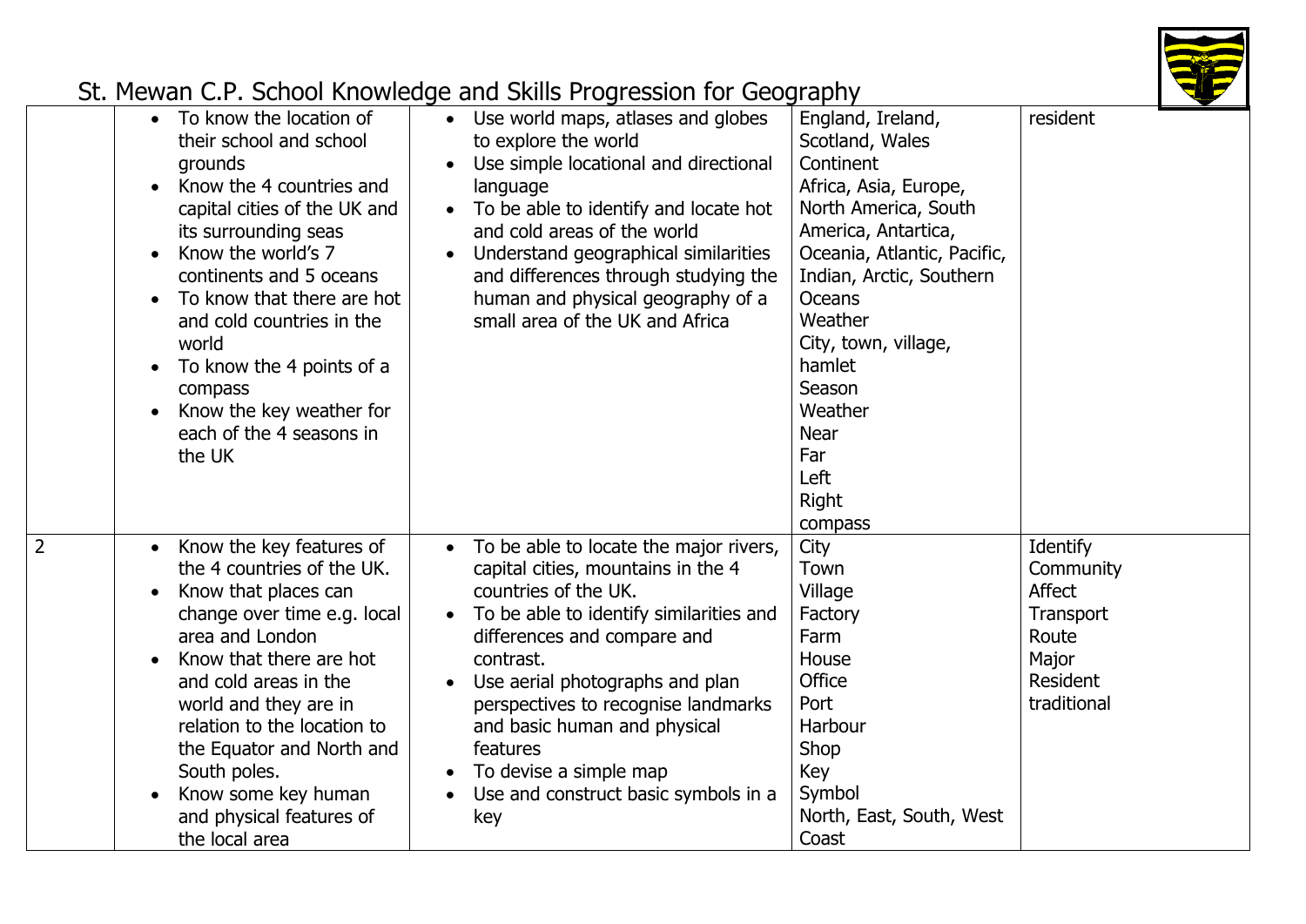# St. Mewan C.P. School Knowledge and Skills Progression for Geography

| | | | | |
|---|---|---|---|---|
| | • To know the location of their school and school grounds<br>• Know the 4 countries and capital cities of the UK and its surrounding seas<br>• Know the world's 7 continents and 5 oceans<br>• To know that there are hot and cold countries in the world<br>• To know the 4 points of a compass<br>• Know the key weather for each of the 4 seasons in the UK | • Use world maps, atlases and globes to explore the world<br>• Use simple locational and directional language<br>• To be able to identify and locate hot and cold areas of the world<br>• Understand geographical similarities and differences through studying the human and physical geography of a small area of the UK and Africa | England, Ireland, Scotland, Wales<br>Continent<br>Africa, Asia, Europe, North America, South America, Antartica, Oceania, Atlantic, Pacific, Indian, Arctic, Southern<br>Oceans<br>Weather<br>City, town, village, hamlet<br>Season<br>Weather<br>Near<br>Far<br>Left<br>Right<br>compass | resident |
| 2 | • Know the key features of the 4 countries of the UK.<br>• Know that places can change over time e.g. local area and London<br>• Know that there are hot and cold areas in the world and they are in relation to the location to the Equator and North and South poles.<br>• Know some key human and physical features of the local area | • To be able to locate the major rivers, capital cities, mountains in the 4 countries of the UK.<br>• To be able to identify similarities and differences and compare and contrast.<br>• Use aerial photographs and plan perspectives to recognise landmarks and basic human and physical features<br>• To devise a simple map<br>• Use and construct basic symbols in a key | City<br>Town<br>Village<br>Factory<br>Farm<br>House<br>Office<br>Port<br>Harbour<br>Shop<br>Key<br>Symbol<br>North, East, South, West<br>Coast | Identify<br>Community<br>Affect<br>Transport<br>Route<br>Major<br>Resident<br>traditional |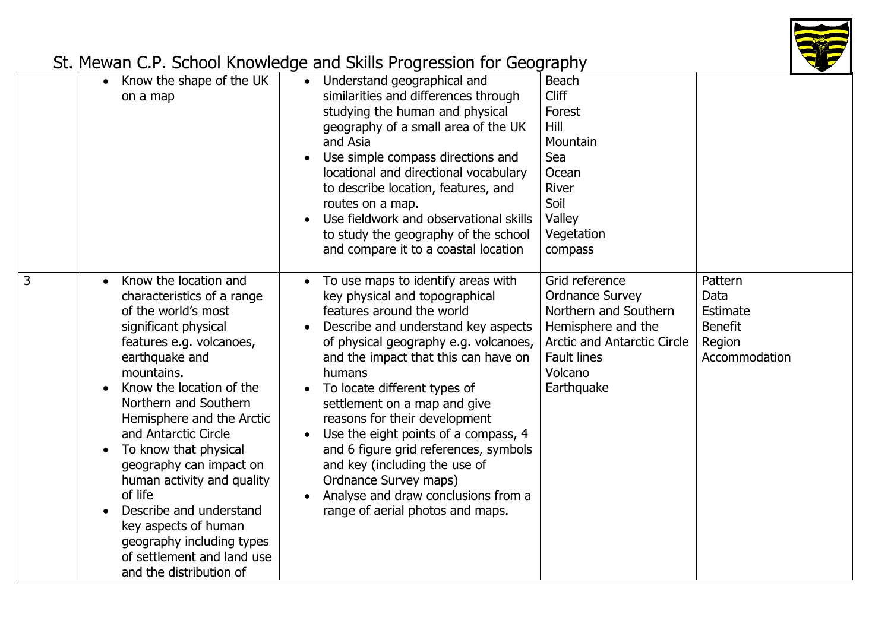# St. Mewan C.P. School Knowledge and Skills Progression for Geography

| | | | | |
|---|---|---|---|---|
| | • Know the shape of the UK on a map | • Understand geographical and similarities and differences through studying the human and physical geography of a small area of the UK and Asia<br>• Use simple compass directions and locational and directional vocabulary to describe location, features, and routes on a map.<br>• Use fieldwork and observational skills to study the geography of the school and compare it to a coastal location | Beach<br>Cliff<br>Forest<br>Hill<br>Mountain<br>Sea<br>Ocean<br>River<br>Soil<br>Valley<br>Vegetation<br>compass | |
| 3 | • Know the location and characteristics of a range of the world's most significant physical features e.g. volcanoes, earthquake and mountains.<br>• Know the location of the Northern and Southern Hemisphere and the Arctic and Antarctic Circle<br>• To know that physical geography can impact on human activity and quality of life<br>• Describe and understand key aspects of human geography including types of settlement and land use and the distribution of | • To use maps to identify areas with key physical and topographical features around the world<br>• Describe and understand key aspects of physical geography e.g. volcanoes, and the impact that this can have on humans<br>• To locate different types of settlement on a map and give reasons for their development<br>• Use the eight points of a compass, 4 and 6 figure grid references, symbols and key (including the use of Ordnance Survey maps)<br>• Analyse and draw conclusions from a range of aerial photos and maps. | Grid reference<br>Ordnance Survey<br>Northern and Southern Hemisphere and the Arctic and Antarctic Circle<br>Fault lines<br>Volcano<br>Earthquake | Pattern<br>Data<br>Estimate<br>Benefit<br>Region<br>Accommodation |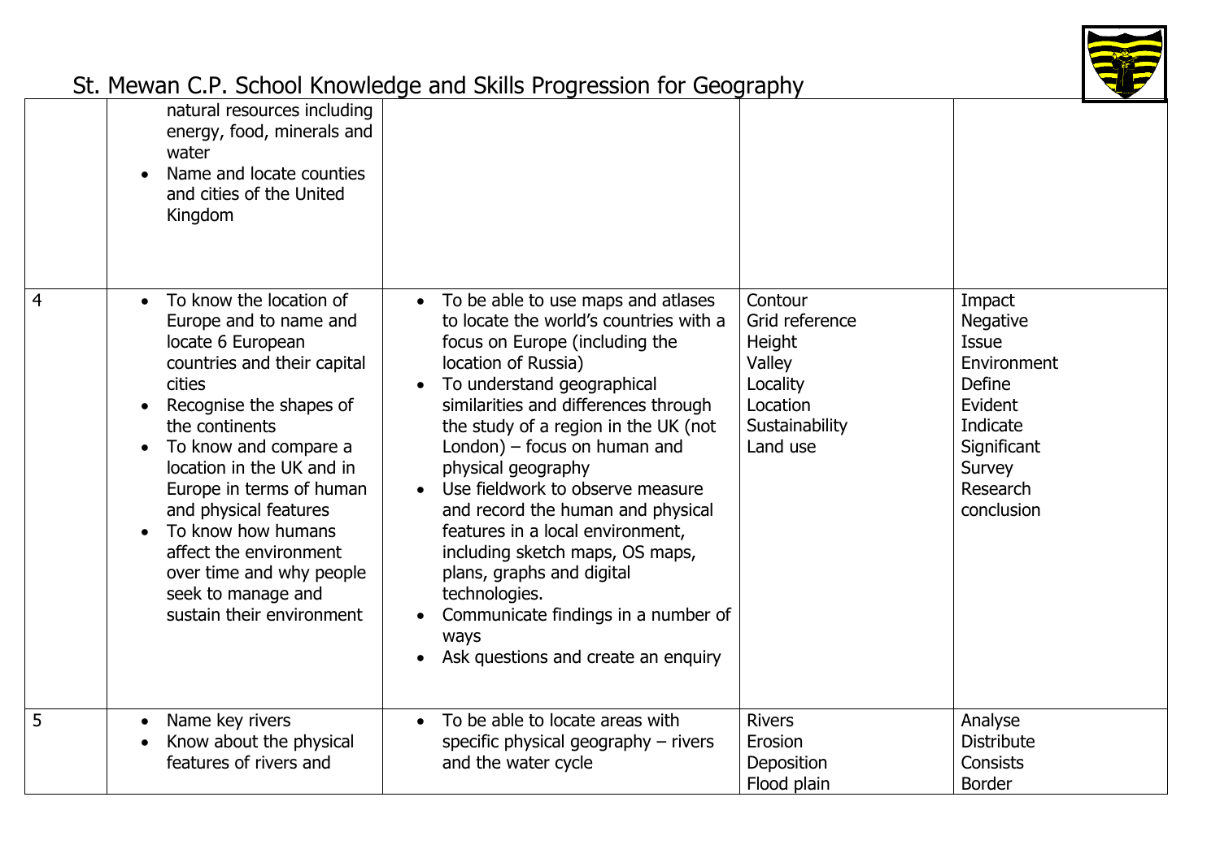| | | | | |
|---|---|---|---|---|
| | natural resources including energy, food, minerals and water<br>• Name and locate counties and cities of the United Kingdom | | | |
| 4 | • To know the location of Europe and to name and locate 6 European countries and their capital cities<br>• Recognise the shapes of the continents<br>• To know and compare a location in the UK and in Europe in terms of human and physical features<br>• To know how humans affect the environment over time and why people seek to manage and sustain their environment | • To be able to use maps and atlases to locate the world's countries with a focus on Europe (including the location of Russia)<br>• To understand geographical similarities and differences through the study of a region in the UK (not London) – focus on human and physical geography<br>• Use fieldwork to observe measure and record the human and physical features in a local environment, including sketch maps, OS maps, plans, graphs and digital technologies.<br>• Communicate findings in a number of ways<br>• Ask questions and create an enquiry | Contour<br>Grid reference<br>Height<br>Valley<br>Locality<br>Location<br>Sustainability<br>Land use | Impact<br>Negative<br>Issue<br>Environment<br>Define<br>Evident<br>Indicate<br>Significant<br>Survey<br>Research<br>conclusion |
| 5 | • Name key rivers<br>• Know about the physical features of rivers and | • To be able to locate areas with specific physical geography – rivers and the water cycle | Rivers<br>Erosion<br>Deposition<br>Flood plain | Analyse<br>Distribute<br>Consists<br>Border |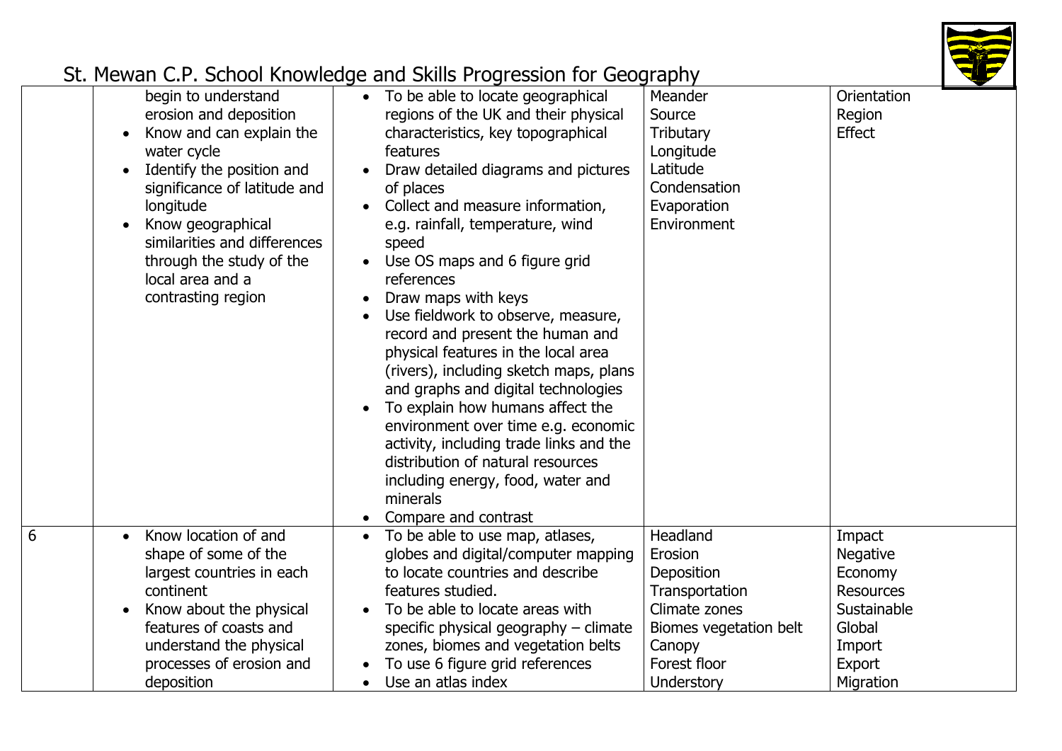# St. Mewan C.P. School Knowledge and Skills Progression for Geography

| | | | | |
|---|---|---|---|---|
| | begin to understand erosion and deposition<br>• Know and can explain the water cycle<br>• Identify the position and significance of latitude and longitude<br>• Know geographical similarities and differences through the study of the local area and a contrasting region | • To be able to locate geographical regions of the UK and their physical characteristics, key topographical features<br>• Draw detailed diagrams and pictures of places<br>• Collect and measure information, e.g. rainfall, temperature, wind speed<br>• Use OS maps and 6 figure grid references<br>• Draw maps with keys<br>• Use fieldwork to observe, measure, record and present the human and physical features in the local area (rivers), including sketch maps, plans and graphs and digital technologies<br>• To explain how humans affect the environment over time e.g. economic activity, including trade links and the distribution of natural resources including energy, food, water and minerals<br>• Compare and contrast | Meander<br>Source<br>Tributary<br>Longitude<br>Latitude<br>Condensation<br>Evaporation<br>Environment | Orientation<br>Region<br>Effect |
| 6 | • Know location of and shape of some of the largest countries in each continent<br>• Know about the physical features of coasts and understand the physical processes of erosion and deposition | • To be able to use map, atlases, globes and digital/computer mapping to locate countries and describe features studied.<br>• To be able to locate areas with specific physical geography – climate zones, biomes and vegetation belts<br>• To use 6 figure grid references<br>• Use an atlas index | Headland<br>Erosion<br>Deposition<br>Transportation<br>Climate zones<br>Biomes vegetation belt<br>Canopy<br>Forest floor<br>Understory | Impact<br>Negative<br>Economy<br>Resources<br>Sustainable<br>Global<br>Import<br>Export<br>Migration |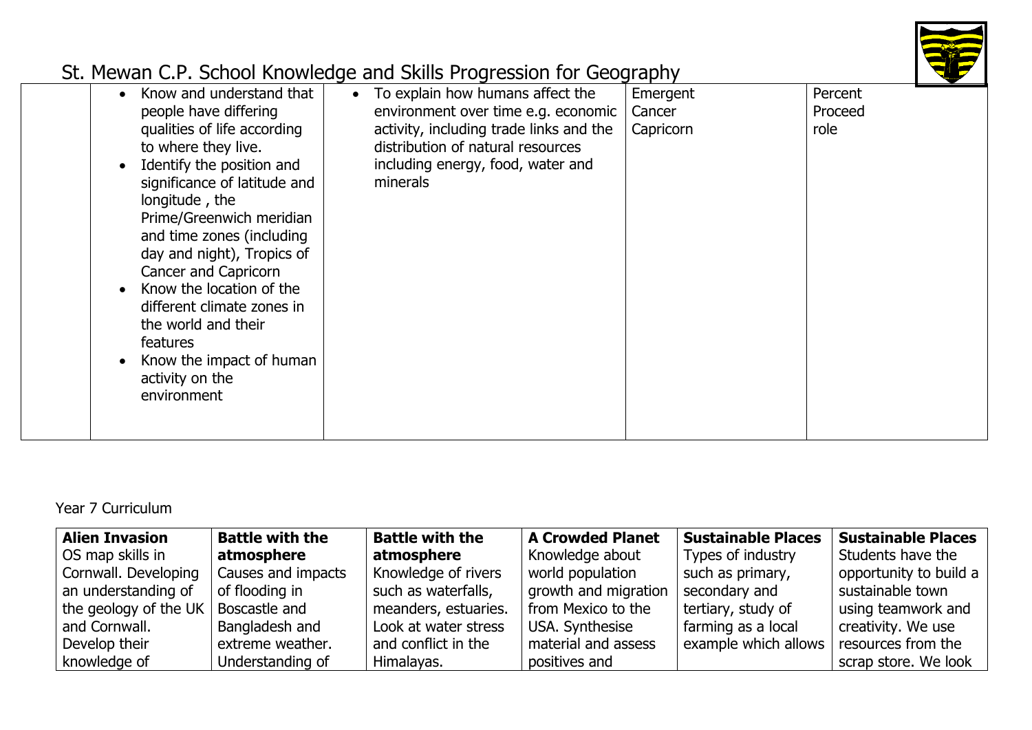# St. Mewan C.P. School Knowledge and Skills Progression for Geography

| | | | | |
|---|---|---|---|---|
| | • Know and understand that people have differing qualities of life according to where they live.<br>• Identify the position and significance of latitude and longitude , the Prime/Greenwich meridian and time zones (including day and night), Tropics of Cancer and Capricorn<br>• Know the location of the different climate zones in the world and their features<br>• Know the impact of human activity on the environment | • To explain how humans affect the environment over time e.g. economic activity, including trade links and the distribution of natural resources including energy, food, water and minerals | Emergent<br>Cancer<br>Capricorn | Percent<br>Proceed<br>role |

Year 7 Curriculum

| **Alien Invasion** | **Battle with the atmosphere** | **Battle with the atmosphere** | **A Crowded Planet** | **Sustainable Places** | **Sustainable Places** |
|---|---|---|---|---|---|
| OS map skills in Cornwall. Developing an understanding of the geology of the UK and Cornwall. Develop their knowledge of | Causes and impacts of flooding in Boscastle and Bangladesh and extreme weather. Understanding of | Knowledge of rivers such as waterfalls, meanders, estuaries. Look at water stress and conflict in the Himalayas. | Knowledge about world population growth and migration from Mexico to the USA. Synthesise material and assess positives and | Types of industry such as primary, secondary and tertiary, study of farming as a local example which allows | Students have the opportunity to build a sustainable town using teamwork and creativity. We use resources from the scrap store. We look |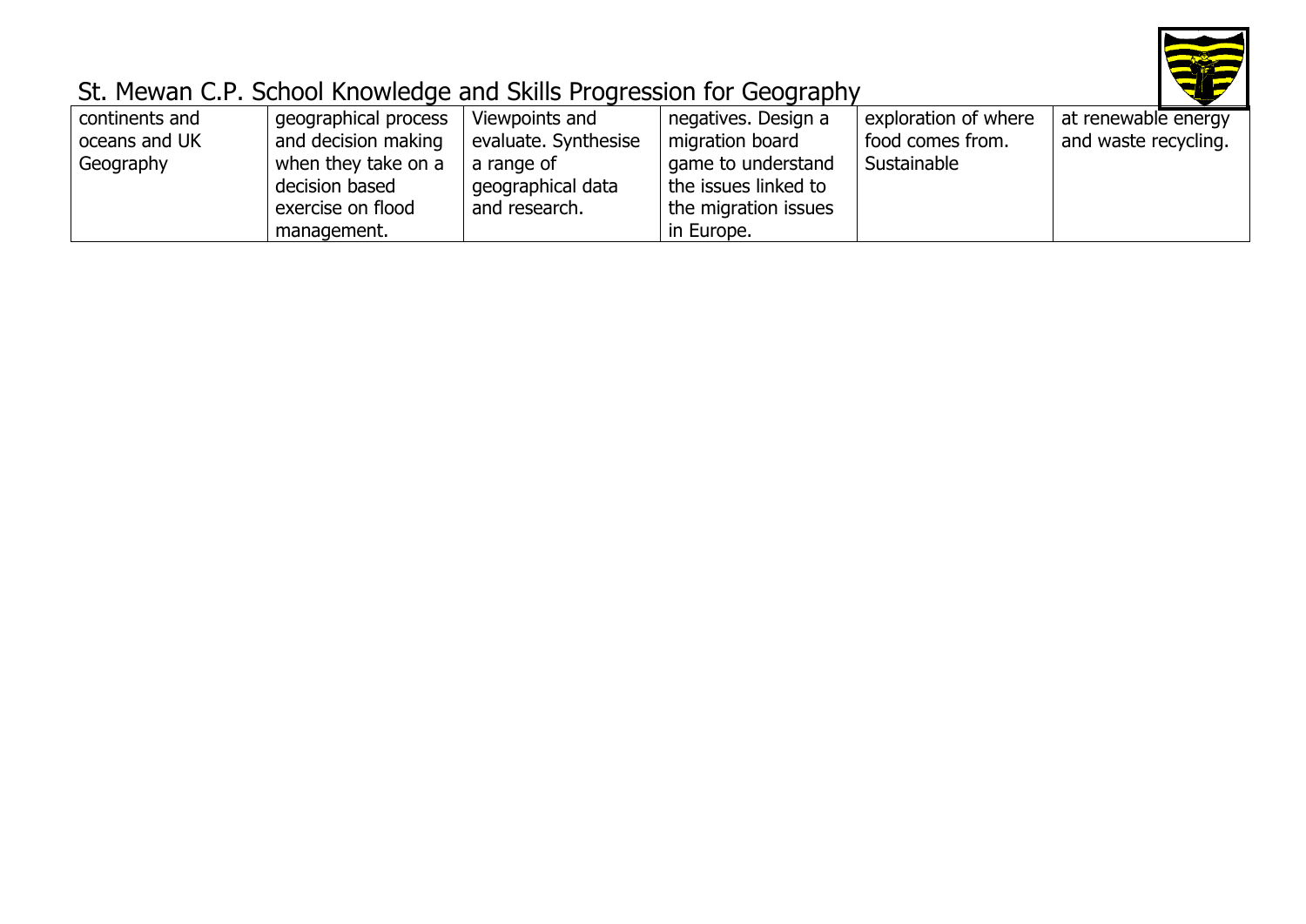# St. Mewan C.P. School Knowledge and Skills Progression for Geography

| | | | | | |
|---|---|---|---|---|---|
| continents and oceans and UK Geography | geographical process and decision making when they take on a decision based exercise on flood management. | Viewpoints and evaluate. Synthesise a range of geographical data and research. | negatives. Design a migration board game to understand the issues linked to the migration issues in Europe. | exploration of where food comes from. Sustainable | at renewable energy and waste recycling. |